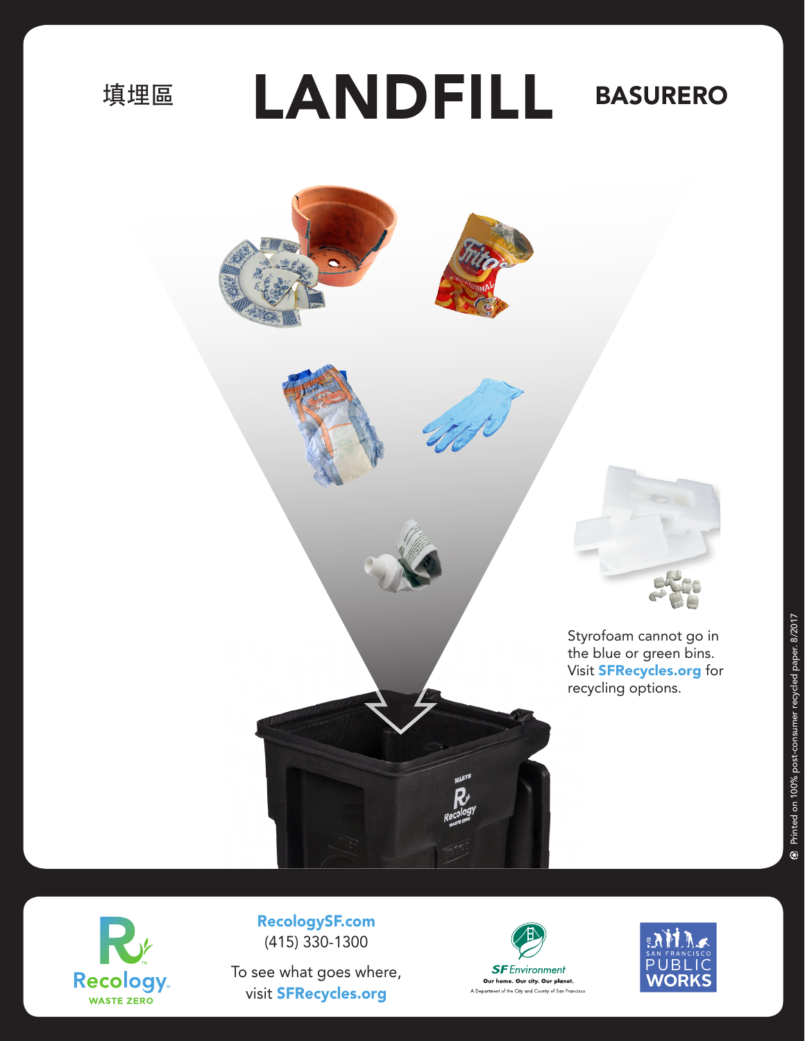填埋區 # LANDFILL BASURERO

Styrofoam cannot go in the blue or green bins. Visit **SFRecycles.org** for recycling options.

Printed on 100% post-consumer recycled paper. 8/2017

Recology WASTE ZERO

**RecologySF.com**
(415) 330-1300

To see what goes where, visit **SFRecycles.org**

SF Environment
Our home. Our city. Our planet.
A Department of the City and County of San Francisco

SAN FRANCISCO PUBLIC WORKS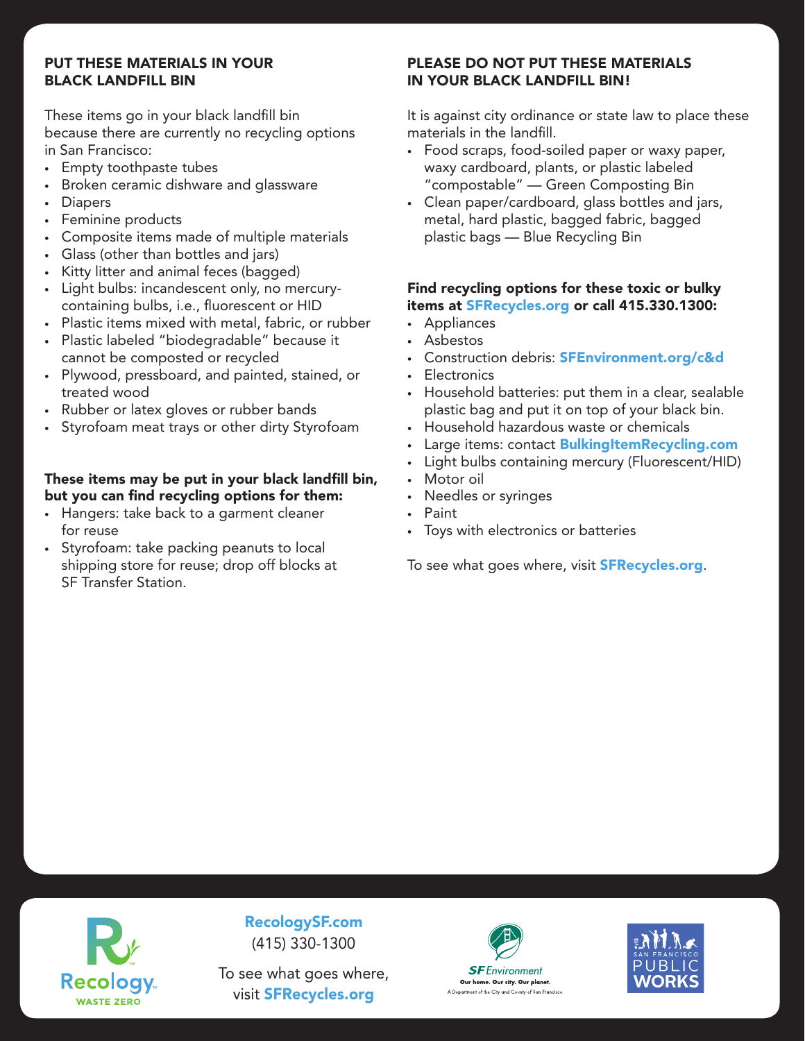## PUT THESE MATERIALS IN YOUR BLACK LANDFILL BIN

These items go in your black landfill bin because there are currently no recycling options in San Francisco:

- Empty toothpaste tubes
- Broken ceramic dishware and glassware
- Diapers
- Feminine products
- Composite items made of multiple materials
- Glass (other than bottles and jars)
- Kitty litter and animal feces (bagged)
- Light bulbs: incandescent only, no mercury-containing bulbs, i.e., fluorescent or HID
- Plastic items mixed with metal, fabric, or rubber
- Plastic labeled "biodegradable" because it cannot be composted or recycled
- Plywood, pressboard, and painted, stained, or treated wood
- Rubber or latex gloves or rubber bands
- Styrofoam meat trays or other dirty Styrofoam

**These items may be put in your black landfill bin, but you can find recycling options for them:**

- Hangers: take back to a garment cleaner for reuse
- Styrofoam: take packing peanuts to local shipping store for reuse; drop off blocks at SF Transfer Station.

## PLEASE DO NOT PUT THESE MATERIALS IN YOUR BLACK LANDFILL BIN!

It is against city ordinance or state law to place these materials in the landfill.

- Food scraps, food-soiled paper or waxy paper, waxy cardboard, plants, or plastic labeled "compostable" — Green Composting Bin
- Clean paper/cardboard, glass bottles and jars, metal, hard plastic, bagged fabric, bagged plastic bags — Blue Recycling Bin

**Find recycling options for these toxic or bulky items at SFRecycles.org or call 415.330.1300:**

- Appliances
- Asbestos
- Construction debris: **SFEnvironment.org/c&d**
- Electronics
- Household batteries: put them in a clear, sealable plastic bag and put it on top of your black bin.
- Household hazardous waste or chemicals
- Large items: contact **BulkingItemRecycling.com**
- Light bulbs containing mercury (Fluorescent/HID)
- Motor oil
- Needles or syringes
- Paint
- Toys with electronics or batteries

To see what goes where, visit **SFRecycles.org**.

Recology WASTE ZERO

**RecologySF.com**
(415) 330-1300

To see what goes where, visit **SFRecycles.org**

SF Environment
Our home. Our city. Our planet.
A Department of the City and County of San Francisco

SAN FRANCISCO PUBLIC WORKS